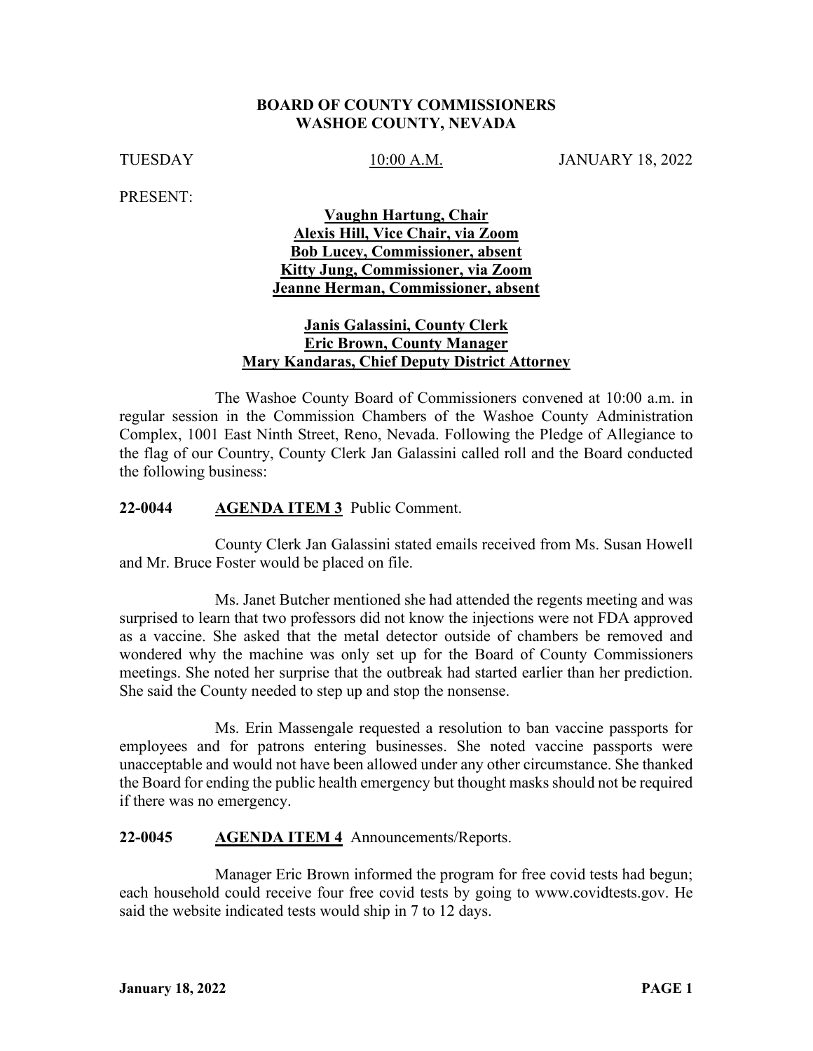**BOARD OF COUNTY COMMISSIONERS**
**WASHOE COUNTY, NEVADA**

TUESDAY 10:00 A.M. JANUARY 18, 2022

PRESENT:

**Vaughn Hartung, Chair**
**Alexis Hill, Vice Chair, via Zoom**
**Bob Lucey, Commissioner, absent**
**Kitty Jung, Commissioner, via Zoom**
**Jeanne Herman, Commissioner, absent**

**Janis Galassini, County Clerk**
**Eric Brown, County Manager**
**Mary Kandaras, Chief Deputy District Attorney**

The Washoe County Board of Commissioners convened at 10:00 a.m. in regular session in the Commission Chambers of the Washoe County Administration Complex, 1001 East Ninth Street, Reno, Nevada. Following the Pledge of Allegiance to the flag of our Country, County Clerk Jan Galassini called roll and the Board conducted the following business:

**22-0044 AGENDA ITEM 3** Public Comment.

County Clerk Jan Galassini stated emails received from Ms. Susan Howell and Mr. Bruce Foster would be placed on file.

Ms. Janet Butcher mentioned she had attended the regents meeting and was surprised to learn that two professors did not know the injections were not FDA approved as a vaccine. She asked that the metal detector outside of chambers be removed and wondered why the machine was only set up for the Board of County Commissioners meetings. She noted her surprise that the outbreak had started earlier than her prediction. She said the County needed to step up and stop the nonsense.

Ms. Erin Massengale requested a resolution to ban vaccine passports for employees and for patrons entering businesses. She noted vaccine passports were unacceptable and would not have been allowed under any other circumstance. She thanked the Board for ending the public health emergency but thought masks should not be required if there was no emergency.

**22-0045 AGENDA ITEM 4** Announcements/Reports.

Manager Eric Brown informed the program for free covid tests had begun; each household could receive four free covid tests by going to www.covidtests.gov. He said the website indicated tests would ship in 7 to 12 days.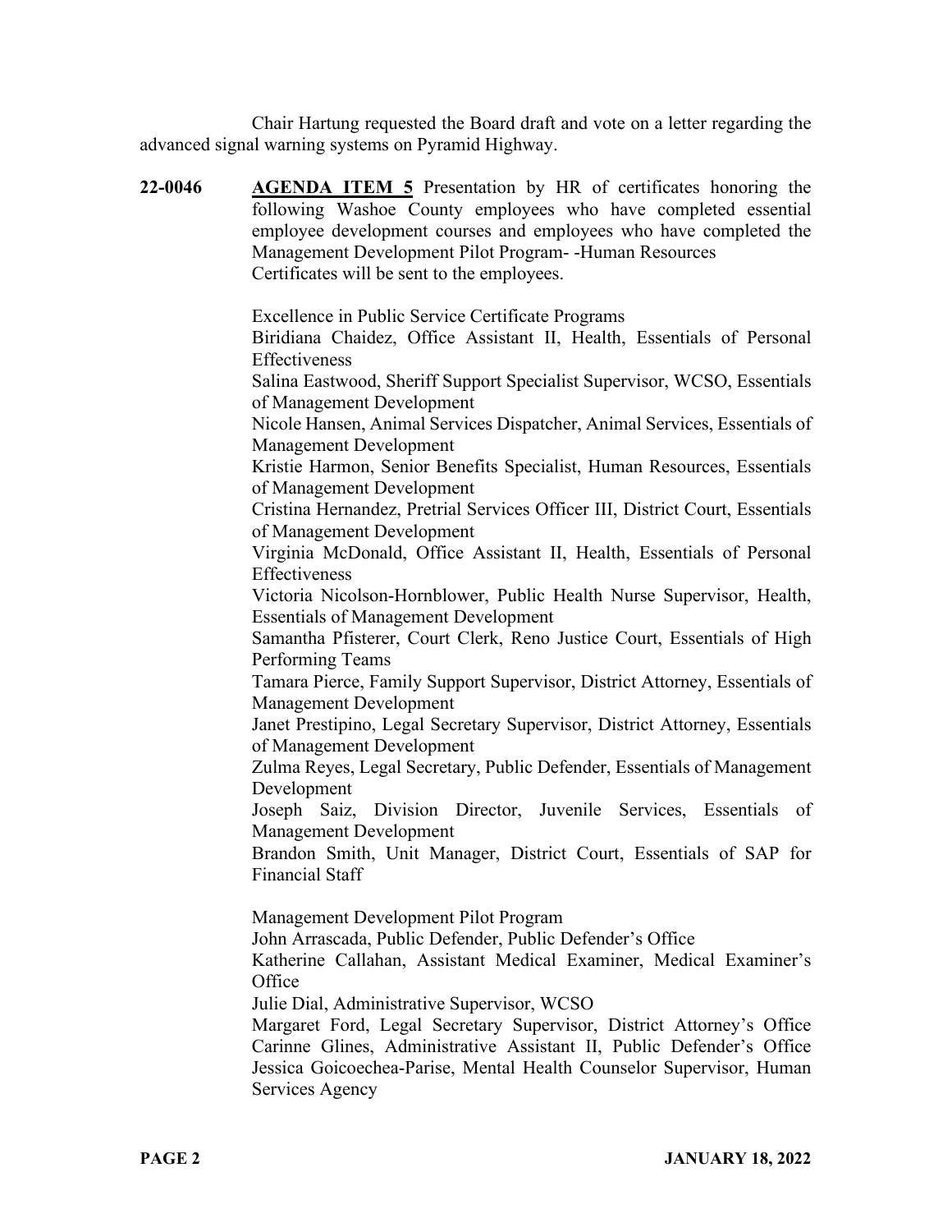Chair Hartung requested the Board draft and vote on a letter regarding the advanced signal warning systems on Pyramid Highway.

**22-0046** **AGENDA ITEM 5** Presentation by HR of certificates honoring the following Washoe County employees who have completed essential employee development courses and employees who have completed the Management Development Pilot Program- -Human Resources
Certificates will be sent to the employees.

Excellence in Public Service Certificate Programs
Biridiana Chaidez, Office Assistant II, Health, Essentials of Personal Effectiveness
Salina Eastwood, Sheriff Support Specialist Supervisor, WCSO, Essentials of Management Development
Nicole Hansen, Animal Services Dispatcher, Animal Services, Essentials of Management Development
Kristie Harmon, Senior Benefits Specialist, Human Resources, Essentials of Management Development
Cristina Hernandez, Pretrial Services Officer III, District Court, Essentials of Management Development
Virginia McDonald, Office Assistant II, Health, Essentials of Personal Effectiveness
Victoria Nicolson-Hornblower, Public Health Nurse Supervisor, Health, Essentials of Management Development
Samantha Pfisterer, Court Clerk, Reno Justice Court, Essentials of High Performing Teams
Tamara Pierce, Family Support Supervisor, District Attorney, Essentials of Management Development
Janet Prestipino, Legal Secretary Supervisor, District Attorney, Essentials of Management Development
Zulma Reyes, Legal Secretary, Public Defender, Essentials of Management Development
Joseph Saiz, Division Director, Juvenile Services, Essentials of Management Development
Brandon Smith, Unit Manager, District Court, Essentials of SAP for Financial Staff

Management Development Pilot Program
John Arrascada, Public Defender, Public Defender's Office
Katherine Callahan, Assistant Medical Examiner, Medical Examiner's Office
Julie Dial, Administrative Supervisor, WCSO
Margaret Ford, Legal Secretary Supervisor, District Attorney's Office
Carinne Glines, Administrative Assistant II, Public Defender's Office
Jessica Goicoechea-Parise, Mental Health Counselor Supervisor, Human Services Agency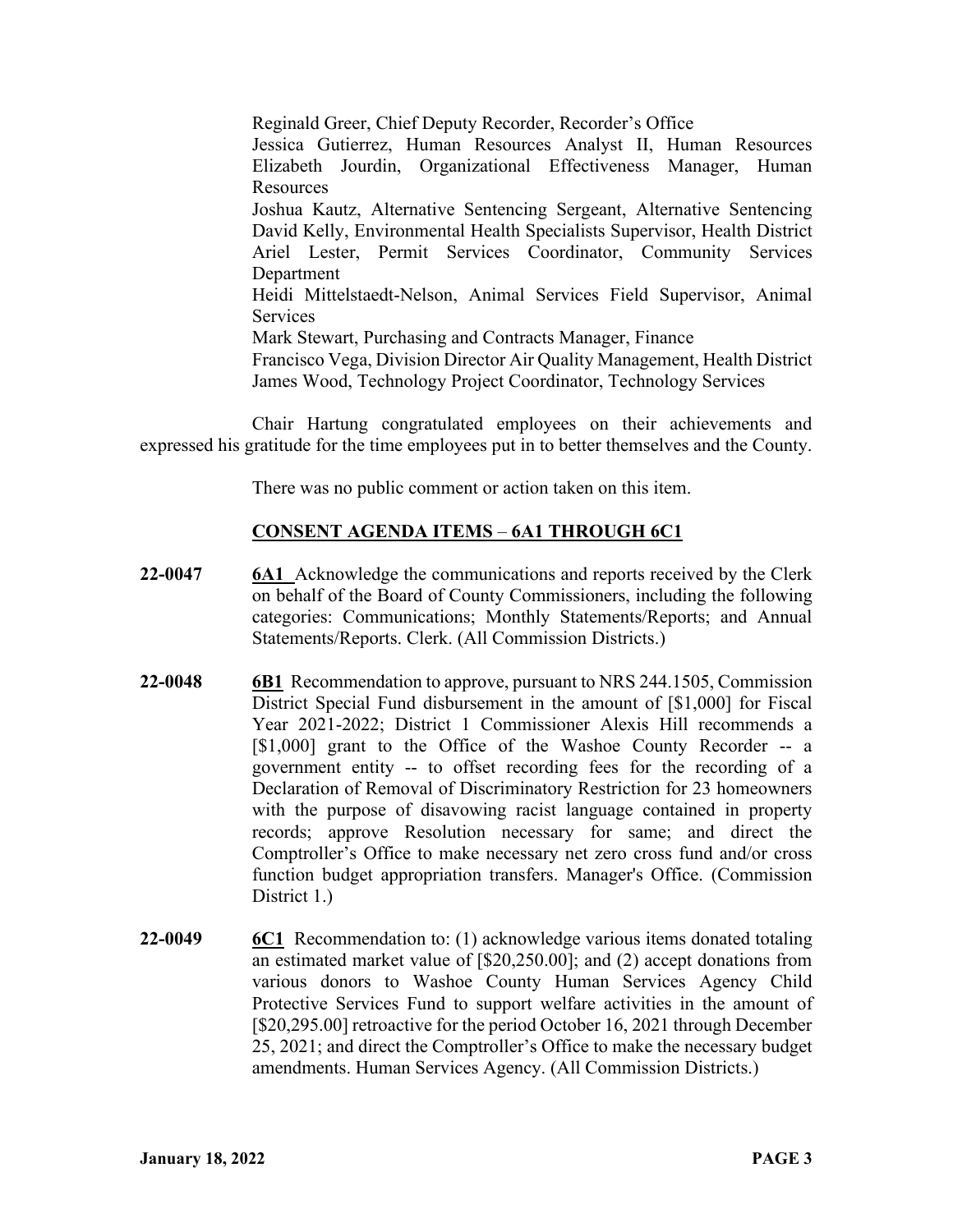Reginald Greer, Chief Deputy Recorder, Recorder's Office
Jessica Gutierrez, Human Resources Analyst II, Human Resources
Elizabeth Jourdin, Organizational Effectiveness Manager, Human Resources
Joshua Kautz, Alternative Sentencing Sergeant, Alternative Sentencing
David Kelly, Environmental Health Specialists Supervisor, Health District
Ariel Lester, Permit Services Coordinator, Community Services Department
Heidi Mittelstaedt-Nelson, Animal Services Field Supervisor, Animal Services
Mark Stewart, Purchasing and Contracts Manager, Finance
Francisco Vega, Division Director Air Quality Management, Health District
James Wood, Technology Project Coordinator, Technology Services

Chair Hartung congratulated employees on their achievements and expressed his gratitude for the time employees put in to better themselves and the County.

There was no public comment or action taken on this item.

**CONSENT AGENDA ITEMS – 6A1 THROUGH 6C1**

**22-0047** **6A1** Acknowledge the communications and reports received by the Clerk on behalf of the Board of County Commissioners, including the following categories: Communications; Monthly Statements/Reports; and Annual Statements/Reports. Clerk. (All Commission Districts.)

**22-0048** **6B1** Recommendation to approve, pursuant to NRS 244.1505, Commission District Special Fund disbursement in the amount of [$1,000] for Fiscal Year 2021-2022; District 1 Commissioner Alexis Hill recommends a [$1,000] grant to the Office of the Washoe County Recorder -- a government entity -- to offset recording fees for the recording of a Declaration of Removal of Discriminatory Restriction for 23 homeowners with the purpose of disavowing racist language contained in property records; approve Resolution necessary for same; and direct the Comptroller's Office to make necessary net zero cross fund and/or cross function budget appropriation transfers. Manager's Office. (Commission District 1.)

**22-0049** **6C1** Recommendation to: (1) acknowledge various items donated totaling an estimated market value of [$20,250.00]; and (2) accept donations from various donors to Washoe County Human Services Agency Child Protective Services Fund to support welfare activities in the amount of [$20,295.00] retroactive for the period October 16, 2021 through December 25, 2021; and direct the Comptroller's Office to make the necessary budget amendments. Human Services Agency. (All Commission Districts.)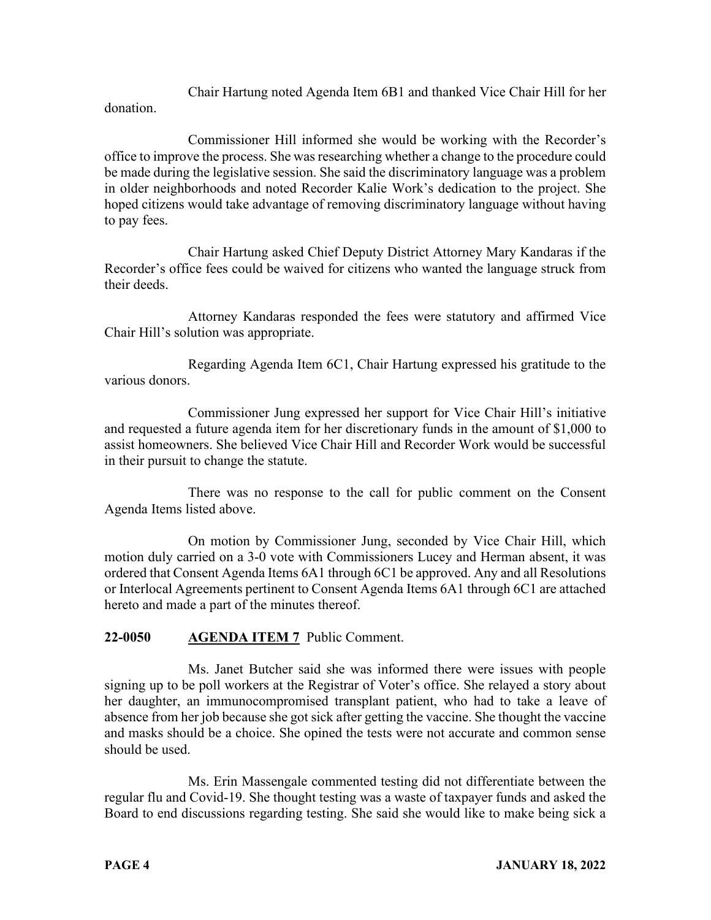Chair Hartung noted Agenda Item 6B1 and thanked Vice Chair Hill for her donation.

Commissioner Hill informed she would be working with the Recorder's office to improve the process. She was researching whether a change to the procedure could be made during the legislative session. She said the discriminatory language was a problem in older neighborhoods and noted Recorder Kalie Work's dedication to the project. She hoped citizens would take advantage of removing discriminatory language without having to pay fees.

Chair Hartung asked Chief Deputy District Attorney Mary Kandaras if the Recorder's office fees could be waived for citizens who wanted the language struck from their deeds.

Attorney Kandaras responded the fees were statutory and affirmed Vice Chair Hill's solution was appropriate.

Regarding Agenda Item 6C1, Chair Hartung expressed his gratitude to the various donors.

Commissioner Jung expressed her support for Vice Chair Hill's initiative and requested a future agenda item for her discretionary funds in the amount of $1,000 to assist homeowners. She believed Vice Chair Hill and Recorder Work would be successful in their pursuit to change the statute.

There was no response to the call for public comment on the Consent Agenda Items listed above.

On motion by Commissioner Jung, seconded by Vice Chair Hill, which motion duly carried on a 3-0 vote with Commissioners Lucey and Herman absent, it was ordered that Consent Agenda Items 6A1 through 6C1 be approved. Any and all Resolutions or Interlocal Agreements pertinent to Consent Agenda Items 6A1 through 6C1 are attached hereto and made a part of the minutes thereof.

**22-0050 AGENDA ITEM 7** Public Comment.

Ms. Janet Butcher said she was informed there were issues with people signing up to be poll workers at the Registrar of Voter's office. She relayed a story about her daughter, an immunocompromised transplant patient, who had to take a leave of absence from her job because she got sick after getting the vaccine. She thought the vaccine and masks should be a choice. She opined the tests were not accurate and common sense should be used.

Ms. Erin Massengale commented testing did not differentiate between the regular flu and Covid-19. She thought testing was a waste of taxpayer funds and asked the Board to end discussions regarding testing. She said she would like to make being sick a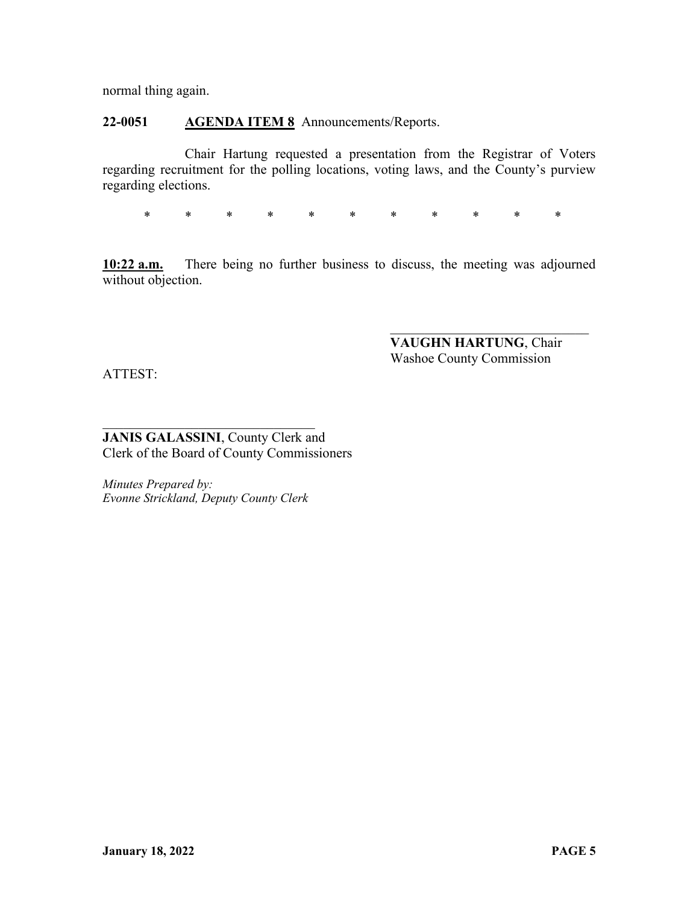normal thing again.

**22-0051** **AGENDA ITEM 8** Announcements/Reports.

Chair Hartung requested a presentation from the Registrar of Voters regarding recruitment for the polling locations, voting laws, and the County's purview regarding elections.

\* \* \* \* \* \* \* \* \* \* \*

**10:22 a.m.** There being no further business to discuss, the meeting was adjourned without objection.

\_\_\_\_\_\_\_\_\_\_\_\_\_\_\_\_\_\_\_\_\_\_\_\_\_\_\_\_
**VAUGHN HARTUNG**, Chair
Washoe County Commission

ATTEST:

\_\_\_\_\_\_\_\_\_\_\_\_\_\_\_\_\_\_\_\_\_\_\_\_\_\_\_\_\_\_
**JANIS GALASSINI**, County Clerk and
Clerk of the Board of County Commissioners

*Minutes Prepared by:*
*Evonne Strickland, Deputy County Clerk*